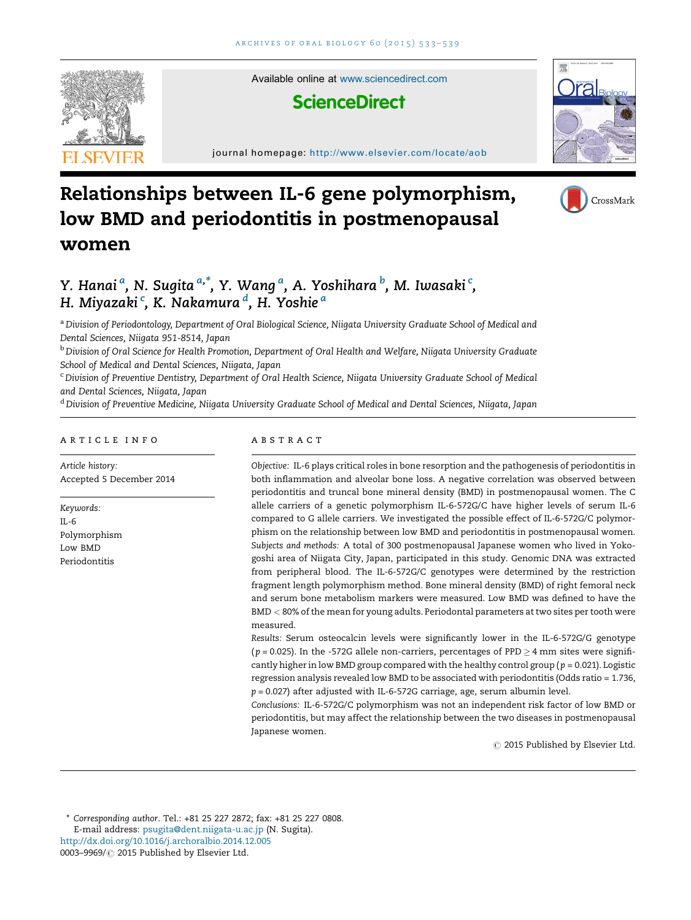# Relationships between IL-6 gene polymorphism, low BMD and periodontitis in postmenopausal women

Y. Hanai[a], N. Sugita[a,*], Y. Wang[a], A. Yoshihara[b], M. Iwasaki[c], H. Miyazaki[c], K. Nakamura[d], H. Yoshie[a]

[a] Division of Periodontology, Department of Oral Biological Science, Niigata University Graduate School of Medical and Dental Sciences, Niigata 951-8514, Japan

[b] Division of Oral Science for Health Promotion, Department of Oral Health and Welfare, Niigata University Graduate School of Medical and Dental Sciences, Niigata, Japan

[c] Division of Preventive Dentistry, Department of Oral Health Science, Niigata University Graduate School of Medical and Dental Sciences, Niigata, Japan

[d] Division of Preventive Medicine, Niigata University Graduate School of Medical and Dental Sciences, Niigata, Japan

## ARTICLE INFO

*Article history:*
Accepted 5 December 2014

*Keywords:*
IL-6
Polymorphism
Low BMD
Periodontitis

## ABSTRACT

*Objective:* IL-6 plays critical roles in bone resorption and the pathogenesis of periodontitis in both inflammation and alveolar bone loss. A negative correlation was observed between periodontitis and truncal bone mineral density (BMD) in postmenopausal women. The C allele carriers of a genetic polymorphism IL-6-572G/C have higher levels of serum IL-6 compared to G allele carriers. We investigated the possible effect of IL-6-572G/C polymorphism on the relationship between low BMD and periodontitis in postmenopausal women.

*Subjects and methods:* A total of 300 postmenopausal Japanese women who lived in Yokogoshi area of Niigata City, Japan, participated in this study. Genomic DNA was extracted from peripheral blood. The IL-6-572G/C genotypes were determined by the restriction fragment length polymorphism method. Bone mineral density (BMD) of right femoral neck and serum bone metabolism markers were measured. Low BMD was defined to have the BMD < 80% of the mean for young adults. Periodontal parameters at two sites per tooth were measured.

*Results:* Serum osteocalcin levels were significantly lower in the IL-6-572G/G genotype ($p = 0.025$). In the -572G allele non-carriers, percentages of PPD $\geq$ 4 mm sites were significantly higher in low BMD group compared with the healthy control group ($p = 0.021$). Logistic regression analysis revealed low BMD to be associated with periodontitis (Odds ratio = 1.736, $p = 0.027$) after adjusted with IL-6-572G carriage, age, serum albumin level.

*Conclusions:* IL-6-572G/C polymorphism was not an independent risk factor of low BMD or periodontitis, but may affect the relationship between the two diseases in postmenopausal Japanese women.

© 2015 Published by Elsevier Ltd.

---

\* Corresponding author. Tel.: +81 25 227 2872; fax: +81 25 227 0808.
E-mail address: psugita@dent.niigata-u.ac.jp (N. Sugita).
http://dx.doi.org/10.1016/j.archoralbio.2014.12.005
0003–9969/© 2015 Published by Elsevier Ltd.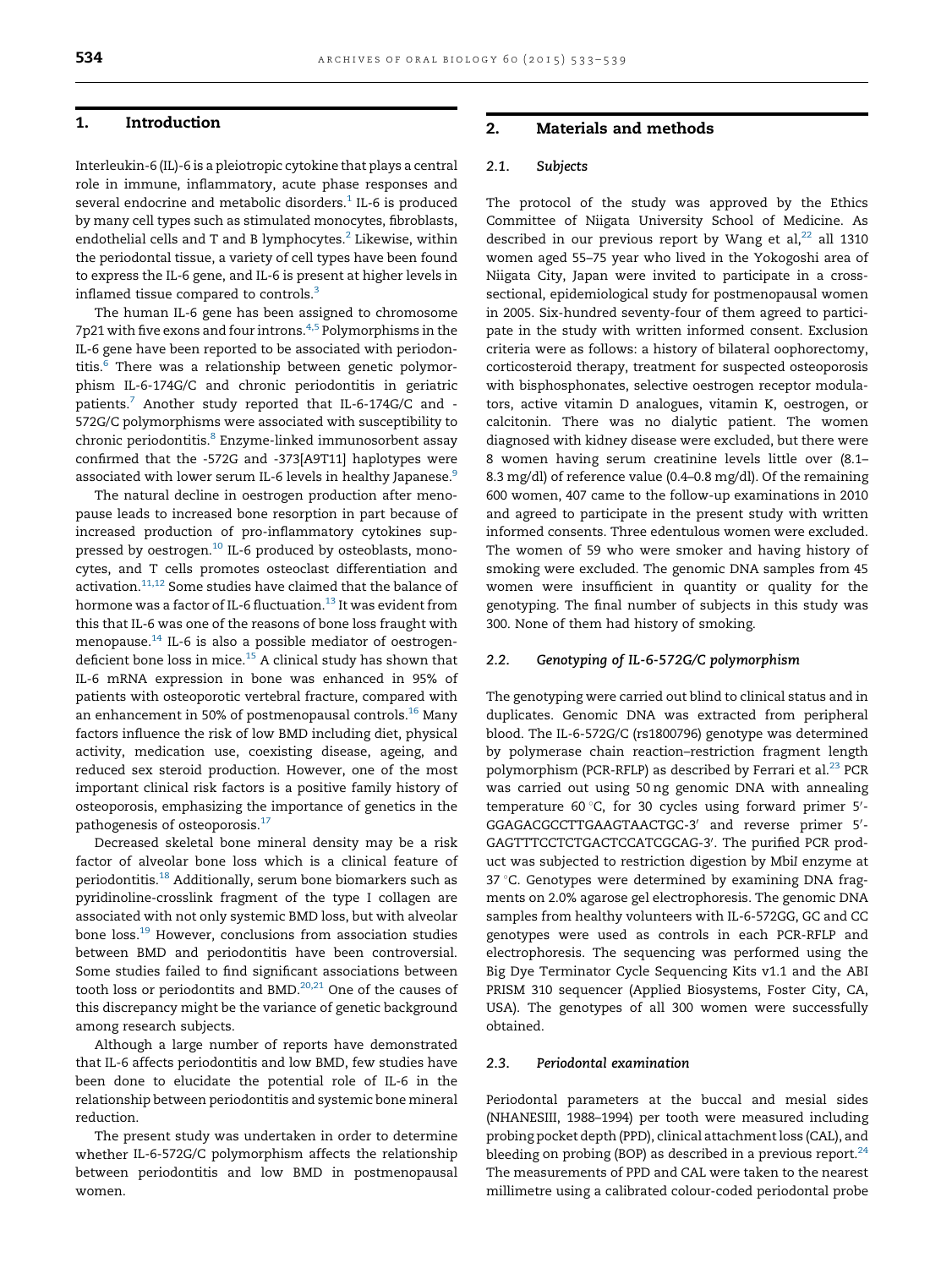## 1. Introduction

Interleukin-6 (IL)-6 is a pleiotropic cytokine that plays a central role in immune, inflammatory, acute phase responses and several endocrine and metabolic disorders.[1] IL-6 is produced by many cell types such as stimulated monocytes, fibroblasts, endothelial cells and T and B lymphocytes.[2] Likewise, within the periodontal tissue, a variety of cell types have been found to express the IL-6 gene, and IL-6 is present at higher levels in inflamed tissue compared to controls.[3]

The human IL-6 gene has been assigned to chromosome 7p21 with five exons and four introns.[4,5] Polymorphisms in the IL-6 gene have been reported to be associated with periodontitis.[6] There was a relationship between genetic polymorphism IL-6-174G/C and chronic periodontitis in geriatric patients.[7] Another study reported that IL-6-174G/C and -572G/C polymorphisms were associated with susceptibility to chronic periodontitis.[8] Enzyme-linked immunosorbent assay confirmed that the -572G and -373[A9T11] haplotypes were associated with lower serum IL-6 levels in healthy Japanese.[9]

The natural decline in oestrogen production after menopause leads to increased bone resorption in part because of increased production of pro-inflammatory cytokines suppressed by oestrogen.[10] IL-6 produced by osteoblasts, monocytes, and T cells promotes osteoclast differentiation and activation.[11,12] Some studies have claimed that the balance of hormone was a factor of IL-6 fluctuation.[13] It was evident from this that IL-6 was one of the reasons of bone loss fraught with menopause.[14] IL-6 is also a possible mediator of oestrogen-deficient bone loss in mice.[15] A clinical study has shown that IL-6 mRNA expression in bone was enhanced in 95% of patients with osteoporotic vertebral fracture, compared with an enhancement in 50% of postmenopausal controls.[16] Many factors influence the risk of low BMD including diet, physical activity, medication use, coexisting disease, ageing, and reduced sex steroid production. However, one of the most important clinical risk factors is a positive family history of osteoporosis, emphasizing the importance of genetics in the pathogenesis of osteoporosis.[17]

Decreased skeletal bone mineral density may be a risk factor of alveolar bone loss which is a clinical feature of periodontitis.[18] Additionally, serum bone biomarkers such as pyridinoline-crosslink fragment of the type I collagen are associated with not only systemic BMD loss, but with alveolar bone loss.[19] However, conclusions from association studies between BMD and periodontitis have been controversial. Some studies failed to find significant associations between tooth loss or periodontits and BMD.[20,21] One of the causes of this discrepancy might be the variance of genetic background among research subjects.

Although a large number of reports have demonstrated that IL-6 affects periodontitis and low BMD, few studies have been done to elucidate the potential role of IL-6 in the relationship between periodontitis and systemic bone mineral reduction.

The present study was undertaken in order to determine whether IL-6-572G/C polymorphism affects the relationship between periodontitis and low BMD in postmenopausal women.

## 2. Materials and methods

### 2.1. Subjects

The protocol of the study was approved by the Ethics Committee of Niigata University School of Medicine. As described in our previous report by Wang et al,[22] all 1310 women aged 55–75 year who lived in the Yokogoshi area of Niigata City, Japan were invited to participate in a cross-sectional, epidemiological study for postmenopausal women in 2005. Six-hundred seventy-four of them agreed to participate in the study with written informed consent. Exclusion criteria were as follows: a history of bilateral oophorectomy, corticosteroid therapy, treatment for suspected osteoporosis with bisphosphonates, selective oestrogen receptor modulators, active vitamin D analogues, vitamin K, oestrogen, or calcitonin. There was no dialytic patient. The women diagnosed with kidney disease were excluded, but there were 8 women having serum creatinine levels little over (8.1–8.3 mg/dl) of reference value (0.4–0.8 mg/dl). Of the remaining 600 women, 407 came to the follow-up examinations in 2010 and agreed to participate in the present study with written informed consents. Three edentulous women were excluded. The women of 59 who were smoker and having history of smoking were excluded. The genomic DNA samples from 45 women were insufficient in quantity or quality for the genotyping. The final number of subjects in this study was 300. None of them had history of smoking.

### 2.2. Genotyping of IL-6-572G/C polymorphism

The genotyping were carried out blind to clinical status and in duplicates. Genomic DNA was extracted from peripheral blood. The IL-6-572G/C (rs1800796) genotype was determined by polymerase chain reaction–restriction fragment length polymorphism (PCR-RFLP) as described by Ferrari et al.[23] PCR was carried out using 50 ng genomic DNA with annealing temperature 60 °C, for 30 cycles using forward primer 5′-GGAGACGCCTTGAAGTAACTGC-3′ and reverse primer 5′-GAGTTTCCTCTGACTCCATCGCAG-3′. The purified PCR product was subjected to restriction digestion by *MbiI* enzyme at 37 °C. Genotypes were determined by examining DNA fragments on 2.0% agarose gel electrophoresis. The genomic DNA samples from healthy volunteers with IL-6-572GG, GC and CC genotypes were used as controls in each PCR-RFLP and electrophoresis. The sequencing was performed using the Big Dye Terminator Cycle Sequencing Kits v1.1 and the ABI PRISM 310 sequencer (Applied Biosystems, Foster City, CA, USA). The genotypes of all 300 women were successfully obtained.

### 2.3. Periodontal examination

Periodontal parameters at the buccal and mesial sides (NHANESIII, 1988–1994) per tooth were measured including probing pocket depth (PPD), clinical attachment loss (CAL), and bleeding on probing (BOP) as described in a previous report.[24] The measurements of PPD and CAL were taken to the nearest millimetre using a calibrated colour-coded periodontal probe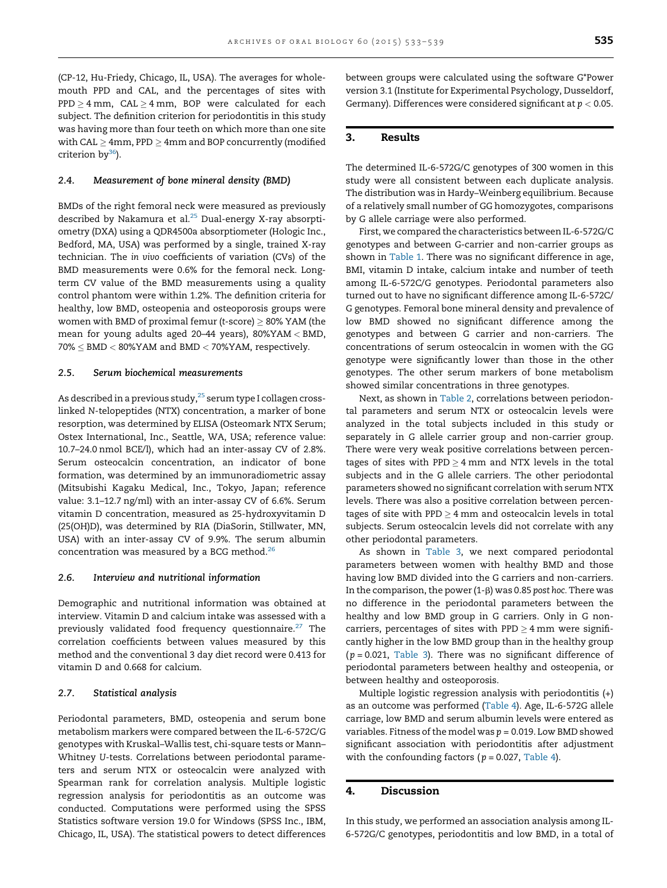(CP-12, Hu-Friedy, Chicago, IL, USA). The averages for whole-mouth PPD and CAL, and the percentages of sites with PPD ≥ 4 mm, CAL ≥ 4 mm, BOP were calculated for each subject. The definition criterion for periodontitis in this study was having more than four teeth on which more than one site with CAL ≥ 4mm, PPD ≥ 4mm and BOP concurrently (modified criterion by[36]).

### 2.4. Measurement of bone mineral density (BMD)

BMDs of the right femoral neck were measured as previously described by Nakamura et al.[25] Dual-energy X-ray absorptiometry (DXA) using a QDR4500a absorptiometer (Hologic Inc., Bedford, MA, USA) was performed by a single, trained X-ray technician. The *in vivo* coefficients of variation (CVs) of the BMD measurements were 0.6% for the femoral neck. Long-term CV value of the BMD measurements using a quality control phantom were within 1.2%. The definition criteria for healthy, low BMD, osteopenia and osteoporosis groups were women with BMD of proximal femur (t-score) ≥ 80% YAM (the mean for young adults aged 20–44 years), 80%YAM < BMD, 70% ≤ BMD < 80%YAM and BMD < 70%YAM, respectively.

### 2.5. Serum biochemical measurements

As described in a previous study,[25] serum type I collagen cross-linked N-telopeptides (NTX) concentration, a marker of bone resorption, was determined by ELISA (Osteomark NTX Serum; Ostex International, Inc., Seattle, WA, USA; reference value: 10.7–24.0 nmol BCE/l), which had an inter-assay CV of 2.8%. Serum osteocalcin concentration, an indicator of bone formation, was determined by an immunoradiometric assay (Mitsubishi Kagaku Medical, Inc., Tokyo, Japan; reference value: 3.1–12.7 ng/ml) with an inter-assay CV of 6.6%. Serum vitamin D concentration, measured as 25-hydroxyvitamin D (25(OH)D), was determined by RIA (DiaSorin, Stillwater, MN, USA) with an inter-assay CV of 9.9%. The serum albumin concentration was measured by a BCG method.[26]

### 2.6. Interview and nutritional information

Demographic and nutritional information was obtained at interview. Vitamin D and calcium intake was assessed with a previously validated food frequency questionnaire.[27] The correlation coefficients between values measured by this method and the conventional 3 day diet record were 0.413 for vitamin D and 0.668 for calcium.

### 2.7. Statistical analysis

Periodontal parameters, BMD, osteopenia and serum bone metabolism markers were compared between the IL-6-572C/G genotypes with Kruskal–Wallis test, chi-square tests or Mann–Whitney U-tests. Correlations between periodontal parameters and serum NTX or osteocalcin were analyzed with Spearman rank for correlation analysis. Multiple logistic regression analysis for periodontitis as an outcome was conducted. Computations were performed using the SPSS Statistics software version 19.0 for Windows (SPSS Inc., IBM, Chicago, IL, USA). The statistical powers to detect differences between groups were calculated using the software G*Power version 3.1 (Institute for Experimental Psychology, Dusseldorf, Germany). Differences were considered significant at $p < 0.05$.

## 3. Results

The determined IL-6-572G/C genotypes of 300 women in this study were all consistent between each duplicate analysis. The distribution was in Hardy–Weinberg equilibrium. Because of a relatively small number of GG homozygotes, comparisons by G allele carriage were also performed.

First, we compared the characteristics between IL-6-572G/C genotypes and between G-carrier and non-carrier groups as shown in Table 1. There was no significant difference in age, BMI, vitamin D intake, calcium intake and number of teeth among IL-6-572C/G genotypes. Periodontal parameters also turned out to have no significant difference among IL-6-572C/G genotypes. Femoral bone mineral density and prevalence of low BMD showed no significant difference among the genotypes and between G carrier and non-carriers. The concentrations of serum osteocalcin in women with the GG genotype were significantly lower than those in the other genotypes. The other serum markers of bone metabolism showed similar concentrations in three genotypes.

Next, as shown in Table 2, correlations between periodontal parameters and serum NTX or osteocalcin levels were analyzed in the total subjects included in this study or separately in G allele carrier group and non-carrier group. There were very weak positive correlations between percentages of sites with PPD ≥ 4 mm and NTX levels in the total subjects and in the G allele carriers. The other periodontal parameters showed no significant correlation with serum NTX levels. There was also a positive correlation between percentages of site with PPD ≥ 4 mm and osteocalcin levels in total subjects. Serum osteocalcin levels did not correlate with any other periodontal parameters.

As shown in Table 3, we next compared periodontal parameters between women with healthy BMD and those having low BMD divided into the G carriers and non-carriers. In the comparison, the power (1-β) was 0.85 *post hoc*. There was no difference in the periodontal parameters between the healthy and low BMD group in G carriers. Only in G non-carriers, percentages of sites with PPD ≥ 4 mm were significantly higher in the low BMD group than in the healthy group ($p = 0.021$, Table 3). There was no significant difference of periodontal parameters between healthy and osteopenia, or between healthy and osteoporosis.

Multiple logistic regression analysis with periodontitis (+) as an outcome was performed (Table 4). Age, IL-6-572G allele carriage, low BMD and serum albumin levels were entered as variables. Fitness of the model was $p = 0.019$. Low BMD showed significant association with periodontitis after adjustment with the confounding factors ($p = 0.027$, Table 4).

## 4. Discussion

In this study, we performed an association analysis among IL-6-572G/C genotypes, periodontitis and low BMD, in a total of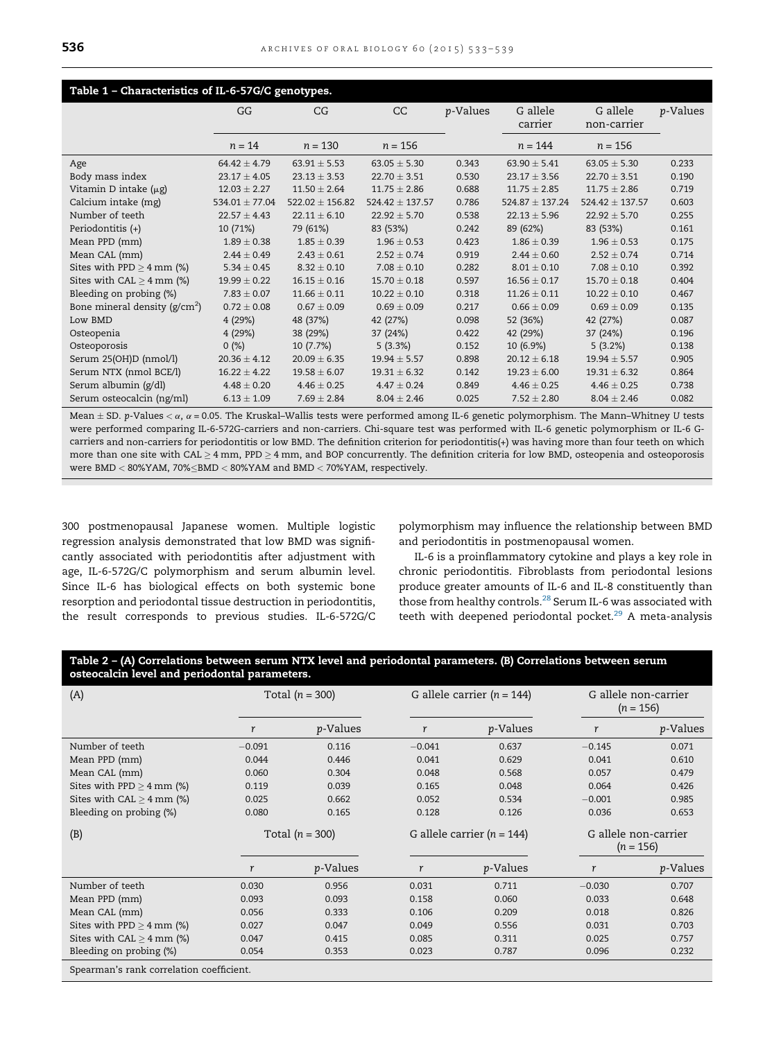**Table 1 – Characteristics of IL-6-57G/C genotypes.**

| | GG | CG | CC | p-Values | G allele carrier | G allele non-carrier | p-Values |
|---|---|---|---|---|---|---|---|
| | n = 14 | n = 130 | n = 156 | | n = 144 | n = 156 | |
| Age | 64.42 ± 4.79 | 63.91 ± 5.53 | 63.05 ± 5.30 | 0.343 | 63.90 ± 5.41 | 63.05 ± 5.30 | 0.233 |
| Body mass index | 23.17 ± 4.05 | 23.13 ± 3.53 | 22.70 ± 3.51 | 0.530 | 23.17 ± 3.56 | 22.70 ± 3.51 | 0.190 |
| Vitamin D intake (μg) | 12.03 ± 2.27 | 11.50 ± 2.64 | 11.75 ± 2.86 | 0.688 | 11.75 ± 2.85 | 11.75 ± 2.86 | 0.719 |
| Calcium intake (mg) | 534.01 ± 77.04 | 522.02 ± 156.82 | 524.42 ± 137.57 | 0.786 | 524.87 ± 137.24 | 524.42 ± 137.57 | 0.603 |
| Number of teeth | 22.57 ± 4.43 | 22.11 ± 6.10 | 22.92 ± 5.70 | 0.538 | 22.13 ± 5.96 | 22.92 ± 5.70 | 0.255 |
| Periodontitis (+) | 10 (71%) | 79 (61%) | 83 (53%) | 0.242 | 89 (62%) | 83 (53%) | 0.161 |
| Mean PPD (mm) | 1.89 ± 0.38 | 1.85 ± 0.39 | 1.96 ± 0.53 | 0.423 | 1.86 ± 0.39 | 1.96 ± 0.53 | 0.175 |
| Mean CAL (mm) | 2.44 ± 0.49 | 2.43 ± 0.61 | 2.52 ± 0.74 | 0.919 | 2.44 ± 0.60 | 2.52 ± 0.74 | 0.714 |
| Sites with PPD ≥ 4 mm (%) | 5.34 ± 0.45 | 8.32 ± 0.10 | 7.08 ± 0.10 | 0.282 | 8.01 ± 0.10 | 7.08 ± 0.10 | 0.392 |
| Sites with CAL ≥ 4 mm (%) | 19.99 ± 0.22 | 16.15 ± 0.16 | 15.70 ± 0.18 | 0.597 | 16.56 ± 0.17 | 15.70 ± 0.18 | 0.404 |
| Bleeding on probing (%) | 7.83 ± 0.07 | 11.66 ± 0.11 | 10.22 ± 0.10 | 0.318 | 11.26 ± 0.11 | 10.22 ± 0.10 | 0.467 |
| Bone mineral density (g/cm$^2$) | 0.72 ± 0.08 | 0.67 ± 0.09 | 0.69 ± 0.09 | 0.217 | 0.66 ± 0.09 | 0.69 ± 0.09 | 0.135 |
| Low BMD | 4 (29%) | 48 (37%) | 42 (27%) | 0.098 | 52 (36%) | 42 (27%) | 0.087 |
| Osteopenia | 4 (29%) | 38 (29%) | 37 (24%) | 0.422 | 42 (29%) | 37 (24%) | 0.196 |
| Osteoporosis | 0 (%) | 10 (7.7%) | 5 (3.3%) | 0.152 | 10 (6.9%) | 5 (3.2%) | 0.138 |
| Serum 25(OH)D (nmol/l) | 20.36 ± 4.12 | 20.09 ± 6.35 | 19.94 ± 5.57 | 0.898 | 20.12 ± 6.18 | 19.94 ± 5.57 | 0.905 |
| Serum NTX (nmol BCE/l) | 16.22 ± 4.22 | 19.58 ± 6.07 | 19.31 ± 6.32 | 0.142 | 19.23 ± 6.00 | 19.31 ± 6.32 | 0.864 |
| Serum albumin (g/dl) | 4.48 ± 0.20 | 4.46 ± 0.25 | 4.47 ± 0.24 | 0.849 | 4.46 ± 0.25 | 4.46 ± 0.25 | 0.738 |
| Serum osteocalcin (ng/ml) | 6.13 ± 1.09 | 7.69 ± 2.84 | 8.04 ± 2.46 | 0.025 | 7.52 ± 2.80 | 8.04 ± 2.46 | 0.082 |

Mean ± SD. p-Values < α, α = 0.05. The Kruskal–Wallis tests were performed among IL-6 genetic polymorphism. The Mann–Whitney U tests were performed comparing IL-6-572G-carriers and non-carriers. Chi-square test was performed with IL-6 genetic polymorphism or IL-6 G-carriers and non-carriers for periodontitis or low BMD. The definition criterion for periodontitis(+) was having more than four teeth on which more than one site with CAL ≥ 4 mm, PPD ≥ 4 mm, and BOP concurrently. The definition criteria for low BMD, osteopenia and osteoporosis were BMD < 80%YAM, 70%≤BMD < 80%YAM and BMD < 70%YAM, respectively.

300 postmenopausal Japanese women. Multiple logistic regression analysis demonstrated that low BMD was significantly associated with periodontitis after adjustment with age, IL-6-572G/C polymorphism and serum albumin level. Since IL-6 has biological effects on both systemic bone resorption and periodontal tissue destruction in periodontitis, the result corresponds to previous studies. IL-6-572G/C polymorphism may influence the relationship between BMD and periodontitis in postmenopausal women.

IL-6 is a proinflammatory cytokine and plays a key role in chronic periodontitis. Fibroblasts from periodontal lesions produce greater amounts of IL-6 and IL-8 constituently than those from healthy controls.[28] Serum IL-6 was associated with teeth with deepened periodontal pocket.[29] A meta-analysis

**Table 2 – (A) Correlations between serum NTX level and periodontal parameters. (B) Correlations between serum osteocalcin level and periodontal parameters.**

| (A) | Total (n = 300) | | G allele carrier (n = 144) | | G allele non-carrier (n = 156) | |
|---|---|---|---|---|---|---|
| | r | p-Values | r | p-Values | r | p-Values |
| Number of teeth | −0.091 | 0.116 | −0.041 | 0.637 | −0.145 | 0.071 |
| Mean PPD (mm) | 0.044 | 0.446 | 0.041 | 0.629 | 0.041 | 0.610 |
| Mean CAL (mm) | 0.060 | 0.304 | 0.048 | 0.568 | 0.057 | 0.479 |
| Sites with PPD ≥ 4 mm (%) | 0.119 | 0.039 | 0.165 | 0.048 | 0.064 | 0.426 |
| Sites with CAL ≥ 4 mm (%) | 0.025 | 0.662 | 0.052 | 0.534 | −0.001 | 0.985 |
| Bleeding on probing (%) | 0.080 | 0.165 | 0.128 | 0.126 | 0.036 | 0.653 |
| **(B)** | **Total (n = 300)** | | **G allele carrier (n = 144)** | | **G allele non-carrier (n = 156)** | |
| | r | p-Values | r | p-Values | r | p-Values |
| Number of teeth | 0.030 | 0.956 | 0.031 | 0.711 | −0.030 | 0.707 |
| Mean PPD (mm) | 0.093 | 0.093 | 0.158 | 0.060 | 0.033 | 0.648 |
| Mean CAL (mm) | 0.056 | 0.333 | 0.106 | 0.209 | 0.018 | 0.826 |
| Sites with PPD ≥ 4 mm (%) | 0.027 | 0.047 | 0.049 | 0.556 | 0.031 | 0.703 |
| Sites with CAL ≥ 4 mm (%) | 0.047 | 0.415 | 0.085 | 0.311 | 0.025 | 0.757 |
| Bleeding on probing (%) | 0.054 | 0.353 | 0.023 | 0.787 | 0.096 | 0.232 |

Spearman's rank correlation coefficient.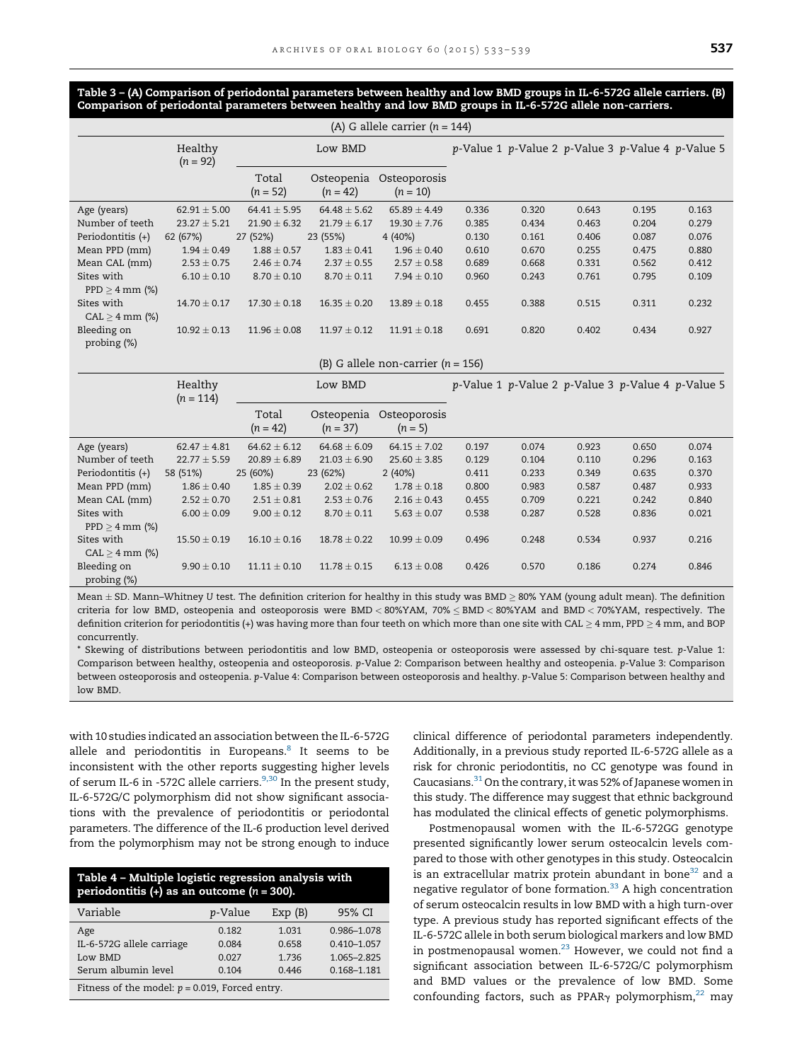**Table 3 – (A) Comparison of periodontal parameters between healthy and low BMD groups in IL-6-572G allele carriers. (B) Comparison of periodontal parameters between healthy and low BMD groups in IL-6-572G allele non-carriers.**

(A) G allele carrier ($n$ = 144)

| | Healthy ($n$ = 92) | Low BMD | | | $p$-Value 1 | $p$-Value 2 | $p$-Value 3 | $p$-Value 4 | $p$-Value 5 |
|---|---|---|---|---|---|---|---|---|---|
| | | Total ($n$ = 52) | Osteopenia ($n$ = 42) | Osteoporosis ($n$ = 10) | | | | | |
| Age (years) | 62.91 ± 5.00 | 64.41 ± 5.95 | 64.48 ± 5.62 | 65.89 ± 4.49 | 0.336 | 0.320 | 0.643 | 0.195 | 0.163 |
| Number of teeth | 23.27 ± 5.21 | 21.90 ± 6.32 | 21.79 ± 6.17 | 19.30 ± 7.76 | 0.385 | 0.434 | 0.463 | 0.204 | 0.279 |
| Periodontitis (+) | 62 (67%) | 27 (52%) | 23 (55%) | 4 (40%) | 0.130 | 0.161 | 0.406 | 0.087 | 0.076 |
| Mean PPD (mm) | 1.94 ± 0.49 | 1.88 ± 0.57 | 1.83 ± 0.41 | 1.96 ± 0.40 | 0.610 | 0.670 | 0.255 | 0.475 | 0.880 |
| Mean CAL (mm) | 2.53 ± 0.75 | 2.46 ± 0.74 | 2.37 ± 0.55 | 2.57 ± 0.58 | 0.689 | 0.668 | 0.331 | 0.562 | 0.412 |
| Sites with PPD ≥ 4 mm (%) | 6.10 ± 0.10 | 8.70 ± 0.10 | 8.70 ± 0.11 | 7.94 ± 0.10 | 0.960 | 0.243 | 0.761 | 0.795 | 0.109 |
| Sites with CAL ≥ 4 mm (%) | 14.70 ± 0.17 | 17.30 ± 0.18 | 16.35 ± 0.20 | 13.89 ± 0.18 | 0.455 | 0.388 | 0.515 | 0.311 | 0.232 |
| Bleeding on probing (%) | 10.92 ± 0.13 | 11.96 ± 0.08 | 11.97 ± 0.12 | 11.91 ± 0.18 | 0.691 | 0.820 | 0.402 | 0.434 | 0.927 |

(B) G allele non-carrier ($n$ = 156)

| | Healthy ($n$ = 114) | Low BMD | | | $p$-Value 1 | $p$-Value 2 | $p$-Value 3 | $p$-Value 4 | $p$-Value 5 |
|---|---|---|---|---|---|---|---|---|---|
| | | Total ($n$ = 42) | Osteopenia ($n$ = 37) | Osteoporosis ($n$ = 5) | | | | | |
| Age (years) | 62.47 ± 4.81 | 64.62 ± 6.12 | 64.68 ± 6.09 | 64.15 ± 7.02 | 0.197 | 0.074 | 0.923 | 0.650 | 0.074 |
| Number of teeth | 22.77 ± 5.59 | 20.89 ± 6.89 | 21.03 ± 6.90 | 25.60 ± 3.85 | 0.129 | 0.104 | 0.110 | 0.296 | 0.163 |
| Periodontitis (+) | 58 (51%) | 25 (60%) | 23 (62%) | 2 (40%) | 0.411 | 0.233 | 0.349 | 0.635 | 0.370 |
| Mean PPD (mm) | 1.86 ± 0.40 | 1.85 ± 0.39 | 2.02 ± 0.62 | 1.78 ± 0.18 | 0.800 | 0.983 | 0.587 | 0.487 | 0.933 |
| Mean CAL (mm) | 2.52 ± 0.70 | 2.51 ± 0.81 | 2.53 ± 0.76 | 2.16 ± 0.43 | 0.455 | 0.709 | 0.221 | 0.242 | 0.840 |
| Sites with PPD ≥ 4 mm (%) | 6.00 ± 0.09 | 9.00 ± 0.12 | 8.70 ± 0.11 | 5.63 ± 0.07 | 0.538 | 0.287 | 0.528 | 0.836 | 0.021 |
| Sites with CAL ≥ 4 mm (%) | 15.50 ± 0.19 | 16.10 ± 0.16 | 18.78 ± 0.22 | 10.99 ± 0.09 | 0.496 | 0.248 | 0.534 | 0.937 | 0.216 |
| Bleeding on probing (%) | 9.90 ± 0.10 | 11.11 ± 0.10 | 11.78 ± 0.15 | 6.13 ± 0.08 | 0.426 | 0.570 | 0.186 | 0.274 | 0.846 |

Mean ± SD. Mann–Whitney $U$ test. The definition criterion for healthy in this study was BMD ≥ 80% YAM (young adult mean). The definition criteria for low BMD, osteopenia and osteoporosis were BMD < 80%YAM, 70% ≤ BMD < 80%YAM and BMD < 70%YAM, respectively. The definition criterion for periodontitis (+) was having more than four teeth on which more than one site with CAL ≥ 4 mm, PPD ≥ 4 mm, and BOP concurrently.

* Skewing of distributions between periodontitis and low BMD, osteopenia or osteoporosis were assessed by chi-square test. $p$-Value 1: Comparison between healthy, osteopenia and osteoporosis. $p$-Value 2: Comparison between healthy and osteopenia. $p$-Value 3: Comparison between osteoporosis and osteopenia. $p$-Value 4: Comparison between osteoporosis and healthy. $p$-Value 5: Comparison between healthy and low BMD.

with 10 studies indicated an association between the IL-6-572G allele and periodontitis in Europeans.[8] It seems to be inconsistent with the other reports suggesting higher levels of serum IL-6 in -572C allele carriers.[9,30] In the present study, IL-6-572G/C polymorphism did not show significant associations with the prevalence of periodontitis or periodontal parameters. The difference of the IL-6 production level derived from the polymorphism may not be strong enough to induce clinical difference of periodontal parameters independently. Additionally, in a previous study reported IL-6-572G allele as a risk for chronic periodontitis, no CC genotype was found in Caucasians.[31] On the contrary, it was 52% of Japanese women in this study. The difference may suggest that ethnic background has modulated the clinical effects of genetic polymorphisms.

**Table 4 – Multiple logistic regression analysis with periodontitis (+) as an outcome ($n$ = 300).**

| Variable | $p$-Value | Exp (B) | 95% CI |
|---|---|---|---|
| Age | 0.182 | 1.031 | 0.986–1.078 |
| IL-6-572G allele carriage | 0.084 | 0.658 | 0.410–1.057 |
| Low BMD | 0.027 | 1.736 | 1.065–2.825 |
| Serum albumin level | 0.104 | 0.446 | 0.168–1.181 |

Fitness of the model: $p$ = 0.019, Forced entry.

Postmenopausal women with the IL-6-572GG genotype presented significantly lower serum osteocalcin levels compared to those with other genotypes in this study. Osteocalcin is an extracellular matrix protein abundant in bone[32] and a negative regulator of bone formation.[33] A high concentration of serum osteocalcin results in low BMD with a high turn-over type. A previous study has reported significant effects of the IL-6-572C allele in both serum biological markers and low BMD in postmenopausal women.[23] However, we could not find a significant association between IL-6-572G/C polymorphism and BMD values or the prevalence of low BMD. Some confounding factors, such as PPARγ polymorphism,[22] may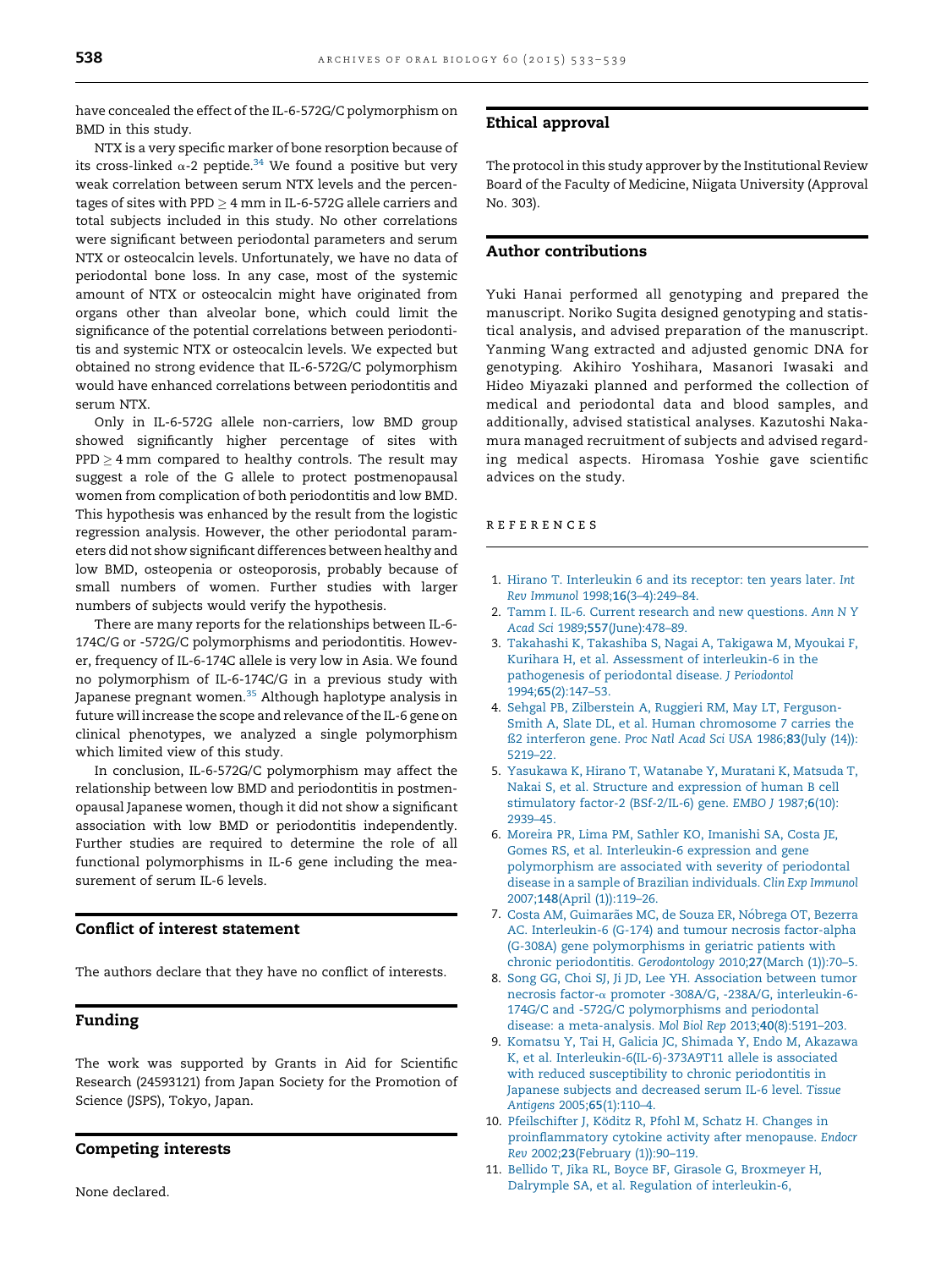have concealed the effect of the IL-6-572G/C polymorphism on BMD in this study.

NTX is a very specific marker of bone resorption because of its cross-linked α-2 peptide.[34] We found a positive but very weak correlation between serum NTX levels and the percentages of sites with PPD ≥ 4 mm in IL-6-572G allele carriers and total subjects included in this study. No other correlations were significant between periodontal parameters and serum NTX or osteocalcin levels. Unfortunately, we have no data of periodontal bone loss. In any case, most of the systemic amount of NTX or osteocalcin might have originated from organs other than alveolar bone, which could limit the significance of the potential correlations between periodontitis and systemic NTX or osteocalcin levels. We expected but obtained no strong evidence that IL-6-572G/C polymorphism would have enhanced correlations between periodontitis and serum NTX.

Only in IL-6-572G allele non-carriers, low BMD group showed significantly higher percentage of sites with PPD ≥ 4 mm compared to healthy controls. The result may suggest a role of the G allele to protect postmenopausal women from complication of both periodontitis and low BMD. This hypothesis was enhanced by the result from the logistic regression analysis. However, the other periodontal parameters did not show significant differences between healthy and low BMD, osteopenia or osteoporosis, probably because of small numbers of women. Further studies with larger numbers of subjects would verify the hypothesis.

There are many reports for the relationships between IL-6-174C/G or -572G/C polymorphisms and periodontitis. However, frequency of IL-6-174C allele is very low in Asia. We found no polymorphism of IL-6-174C/G in a previous study with Japanese pregnant women.[35] Although haplotype analysis in future will increase the scope and relevance of the IL-6 gene on clinical phenotypes, we analyzed a single polymorphism which limited view of this study.

In conclusion, IL-6-572G/C polymorphism may affect the relationship between low BMD and periodontitis in postmenopausal Japanese women, though it did not show a significant association with low BMD or periodontitis independently. Further studies are required to determine the role of all functional polymorphisms in IL-6 gene including the measurement of serum IL-6 levels.

## Conflict of interest statement

The authors declare that they have no conflict of interests.

## Funding

The work was supported by Grants in Aid for Scientific Research (24593121) from Japan Society for the Promotion of Science (JSPS), Tokyo, Japan.

## Competing interests

None declared.

## Ethical approval

The protocol in this study approver by the Institutional Review Board of the Faculty of Medicine, Niigata University (Approval No. 303).

## Author contributions

Yuki Hanai performed all genotyping and prepared the manuscript. Noriko Sugita designed genotyping and statistical analysis, and advised preparation of the manuscript. Yanming Wang extracted and adjusted genomic DNA for genotyping. Akihiro Yoshihara, Masanori Iwasaki and Hideo Miyazaki planned and performed the collection of medical and periodontal data and blood samples, and additionally, advised statistical analyses. Kazutoshi Nakamura managed recruitment of subjects and advised regarding medical aspects. Hiromasa Yoshie gave scientific advices on the study.

## REFERENCES

1. Hirano T. Interleukin 6 and its receptor: ten years later. *Int Rev Immunol* 1998;**16**(3–4):249–84.
2. Tamm I. IL-6. Current research and new questions. *Ann N Y Acad Sci* 1989;**557**(June):478–89.
3. Takahashi K, Takashiba S, Nagai A, Takigawa M, Myoukai F, Kurihara H, et al. Assessment of interleukin-6 in the pathogenesis of periodontal disease. *J Periodontol* 1994;**65**(2):147–53.
4. Sehgal PB, Zilberstein A, Ruggieri RM, May LT, Ferguson-Smith A, Slate DL, et al. Human chromosome 7 carries the ß2 interferon gene. *Proc Natl Acad Sci USA* 1986;**83**(July (14)):5219–22.
5. Yasukawa K, Hirano T, Watanabe Y, Muratani K, Matsuda T, Nakai S, et al. Structure and expression of human B cell stimulatory factor-2 (BSf-2/IL-6) gene. *EMBO J* 1987;**6**(10):2939–45.
6. Moreira PR, Lima PM, Sathler KO, Imanishi SA, Costa JE, Gomes RS, et al. Interleukin-6 expression and gene polymorphism are associated with severity of periodontal disease in a sample of Brazilian individuals. *Clin Exp Immunol* 2007;**148**(April (1)):119–26.
7. Costa AM, Guimarães MC, de Souza ER, Nóbrega OT, Bezerra AC. Interleukin-6 (G-174) and tumour necrosis factor-alpha (G-308A) gene polymorphisms in geriatric patients with chronic periodontitis. *Gerodontology* 2010;**27**(March (1)):70–5.
8. Song GG, Choi SJ, Ji JD, Lee YH. Association between tumor necrosis factor-α promoter -308A/G, -238A/G, interleukin-6-174G/C and -572G/C polymorphisms and periodontal disease: a meta-analysis. *Mol Biol Rep* 2013;**40**(8):5191–203.
9. Komatsu Y, Tai H, Galicia JC, Shimada Y, Endo M, Akazawa K, et al. Interleukin-6(IL-6)-373A9T11 allele is associated with reduced susceptibility to chronic periodontitis in Japanese subjects and decreased serum IL-6 level. *Tissue Antigens* 2005;**65**(1):110–4.
10. Pfeilschifter J, Köditz R, Pfohl M, Schatz H. Changes in proinflammatory cytokine activity after menopause. *Endocr Rev* 2002;**23**(February (1)):90–119.
11. Bellido T, Jika RL, Boyce BF, Girasole G, Broxmeyer H, Dalrymple SA, et al. Regulation of interleukin-6,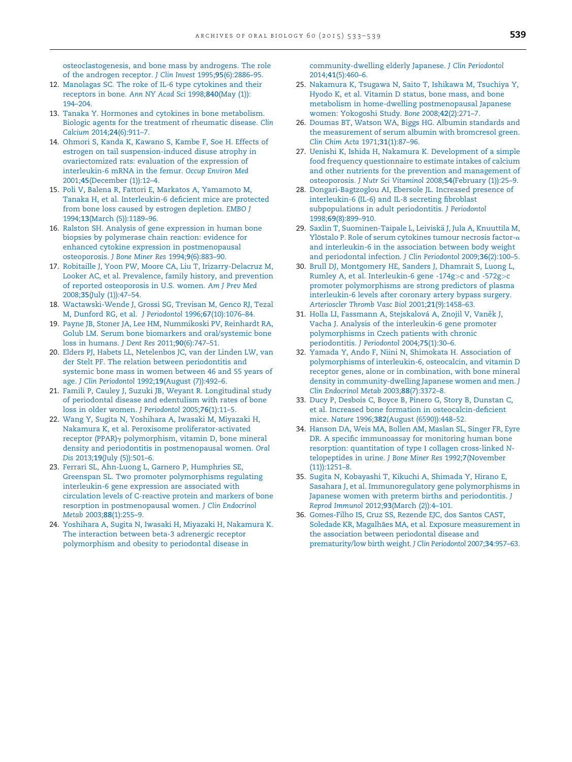osteoclastogenesis, and bone mass by androgens. The role of the androgen receptor. *J Clin Invest* 1995;**95**(6):2886–95.

12. Manolagas SC. The roke of IL-6 type cytokines and their receptors in bone. *Ann NY Acad Sci* 1998;**840**(May (1)): 194–204.
13. Tanaka Y. Hormones and cytokines in bone metabolism. Biologic agents for the treatment of rheumatic disease. *Clin Calcium* 2014;**24**(6):911–7.
14. Ohmori S, Kanda K, Kawano S, Kambe F, Soe H. Effects of estrogen on tail suspension-induced disuse atrophy in ovariectomized rats: evaluation of the expression of interleukin-6 mRNA in the femur. *Occup Environ Med* 2001;**45**(December (1)):12–4.
15. Poli V, Balena R, Fattori E, Markatos A, Yamamoto M, Tanaka H, et al. Interleukin-6 deficient mice are protected from bone loss caused by estrogen depletion. *EMBO J* 1994;**13**(March (5)):1189–96.
16. Ralston SH. Analysis of gene expression in human bone biopsies by polymerase chain reaction: evidence for enhanced cytokine expression in postmenopausal osteoporosis. *J Bone Miner Res* 1994;**9**(6):883–90.
17. Robitaille J, Yoon PW, Moore CA, Liu T, Irizarry-Delacruz M, Looker AC, et al. Prevalence, family history, and prevention of reported osteoporosis in U.S. women. *Am J Prev Med* 2008;**35**(July (1)):47–54.
18. Wactawski-Wende J, Grossi SG, Trevisan M, Genco RJ, Tezal M, Dunford RG, et al. *J Periodontol* 1996;**67**(10):1076–84.
19. Payne JB, Stoner JA, Lee HM, Nummikoski PV, Reinhardt RA, Golub LM. Serum bone biomarkers and oral/systemic bone loss in humans. *J Dent Res* 2011;**90**(6):747–51.
20. Elders PJ, Habets LL, Netelenbos JC, van der Linden LW, van der Stelt PF. The relation between periodontitis and systemic bone mass in women between 46 and 55 years of age. *J Clin Periodontol* 1992;**19**(August (7)):492–6.
21. Famili P, Cauley J, Suzuki JB, Weyant R. Longitudinal study of periodontal disease and edentulism with rates of bone loss in older women. *J Periodontol* 2005;**76**(1):11–5.
22. Wang Y, Sugita N, Yoshihara A, Iwasaki M, Miyazaki H, Nakamura K, et al. Peroxisome proliferator-activated receptor (PPAR)γ polymorphism, vitamin D, bone mineral density and periodontitis in postmenopausal women. *Oral Dis* 2013;**19**(July (5)):501–6.
23. Ferrari SL, Ahn-Luong L, Garnero P, Humphries SE, Greenspan SL. Two promoter polymorphisms regulating interleukin-6 gene expression are associated with circulation levels of C-reactive protein and markers of bone resorption in postmenopausal women. *J Clin Endocrinol Metab* 2003;**88**(1):255–9.
24. Yoshihara A, Sugita N, Iwasaki H, Miyazaki H, Nakamura K. The interaction between beta-3 adrenergic receptor polymorphism and obesity to periodontal disease in community-dwelling elderly Japanese. *J Clin Periodontol* 2014;**41**(5):460–6.
25. Nakamura K, Tsugawa N, Saito T, Ishikawa M, Tsuchiya Y, Hyodo K, et al. Vitamin D status, bone mass, and bone metabolism in home-dwelling postmenopausal Japanese women: Yokogoshi Study. *Bone* 2008;**42**(2):271–7.
26. Doumas BT, Watson WA, Biggs HG. Albumin standards and the measurement of serum albumin with bromcresol green. *Clin Chim Acta* 1971;**31**(1):87–96.
27. Uenishi K, Ishida H, Nakamura K. Development of a simple food frequency questionnaire to estimate intakes of calcium and other nutrients for the prevention and management of osteoporosis. *J Nutr Sci Vitaminol* 2008;**54**(February (1)):25–9.
28. Dongari-Bagtzoglou AI, Ebersole JL. Increased presence of interleukin-6 (IL-6) and IL-8 secreting fibroblast subpopulations in adult periodontitis. *J Periodontol* 1998;**69**(8):899–910.
29. Saxlin T, Suominen-Taipale L, Leiviskä J, Jula A, Knuuttila M, Ylöstalo P. Role of serum cytokines tumour necrosis factor-α and interleukin-6 in the association between body weight and periodontal infection. *J Clin Periodontol* 2009;**36**(2):100–5.
30. Brull DJ, Montgomery HE, Sanders J, Dhamrait S, Luong L, Rumley A, et al. Interleukin-6 gene -174g>c and -572g>c promoter polymorphisms are strong predictors of plasma interleukin-6 levels after coronary artery bypass surgery. *Arterioscler Thromb Vasc Biol* 2001;**21**(9):1458–63.
31. Holla LI, Fassmann A, Stejskalová A, Znojil V, Vaněk J, Vacha J. Analysis of the interleukin-6 gene promoter polymorphisms in Czech patients with chronic periodontitis. *J Periodontol* 2004;**75**(1):30–6.
32. Yamada Y, Ando F, Niini N, Shimokata H. Association of polymorphisms of interleukin-6, osteocalcin, and vitamin D receptor genes, alone or in combination, with bone mineral density in community-dwelling Japanese women and men. *J Clin Endocrinol Metab* 2003;**88**(7):3372–8.
33. Ducy P, Desbois C, Boyce B, Pinero G, Story B, Dunstan C, et al. Increased bone formation in osteocalcin-deficient mice. *Nature* 1996;**382**(August (6590)):448–52.
34. Hanson DA, Weis MA, Bollen AM, Maslan SL, Singer FR, Eyre DR. A specific immunoassay for monitoring human bone resorption: quantitation of type I collagen cross-linked N-telopeptides in urine. *J Bone Miner Res* 1992;**7**(November (11)):1251–8.
35. Sugita N, Kobayashi T, Kikuchi A, Shimada Y, Hirano E, Sasahara J, et al. Immunoregulatory gene polymorphisms in Japanese women with preterm births and periodontitis. *J Reprod Immunol* 2012;**93**(March (2)):4–101.
36. Gomes-Filho IS, Cruz SS, Rezende EJC, dos Santos CAST, Soledade KR, Magalhães MA, et al. Exposure measurement in the association between periodontal disease and prematurity/low birth weight. *J Clin Periodontol* 2007;**34**:957–63.